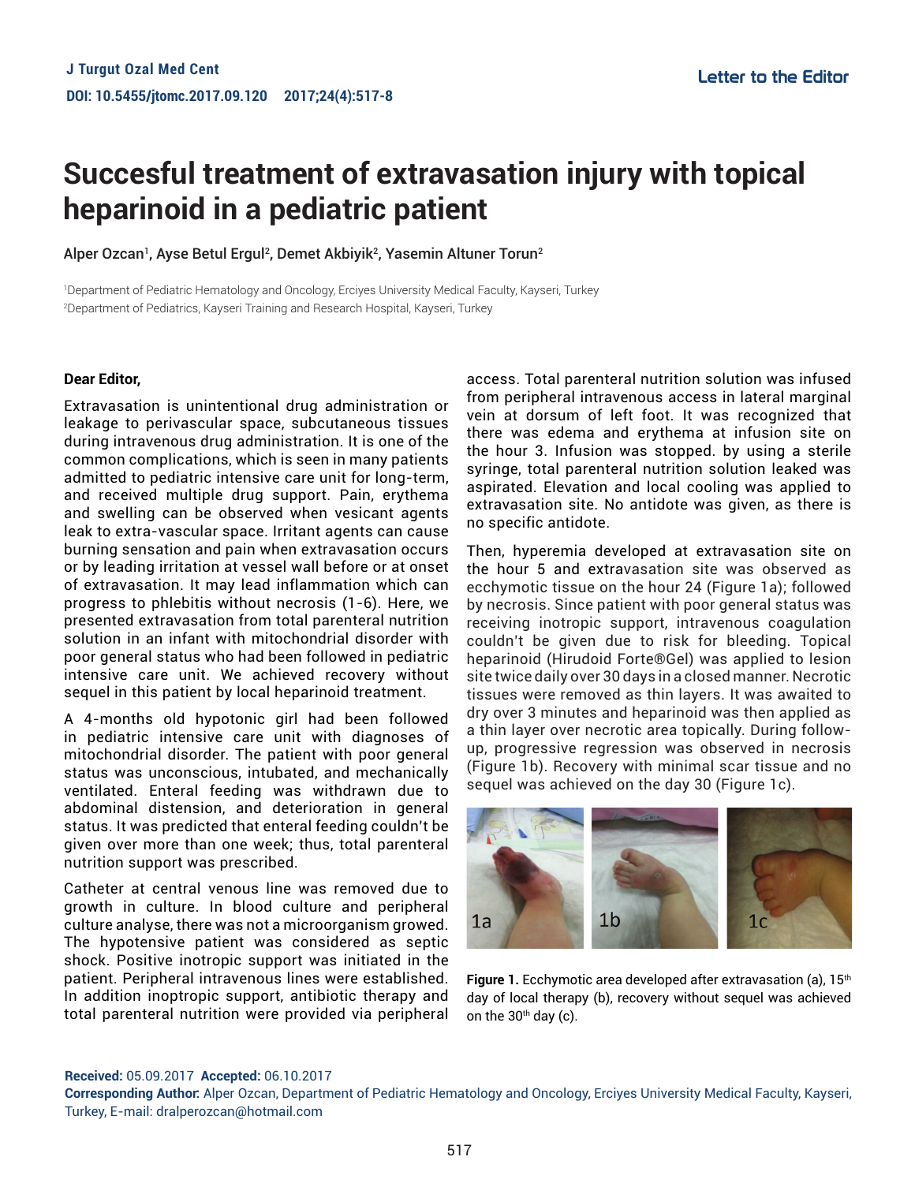# Succesful treatment of extravasation injury with topical heparinoid in a pediatric patient

Alper Ozcan[1], Ayse Betul Ergul[2], Demet Akbiyik[2], Yasemin Altuner Torun[2]

[1]Department of Pediatric Hematology and Oncology, Erciyes University Medical Faculty, Kayseri, Turkey
[2]Department of Pediatrics, Kayseri Training and Research Hospital, Kayseri, Turkey

**Dear Editor,**

Extravasation is unintentional drug administration or leakage to perivascular space, subcutaneous tissues during intravenous drug administration. It is one of the common complications, which is seen in many patients admitted to pediatric intensive care unit for long-term, and received multiple drug support. Pain, erythema and swelling can be observed when vesicant agents leak to extra-vascular space. Irritant agents can cause burning sensation and pain when extravasation occurs or by leading irritation at vessel wall before or at onset of extravasation. It may lead inflammation which can progress to phlebitis without necrosis (1-6). Here, we presented extravasation from total parenteral nutrition solution in an infant with mitochondrial disorder with poor general status who had been followed in pediatric intensive care unit. We achieved recovery without sequel in this patient by local heparinoid treatment.

A 4-months old hypotonic girl had been followed in pediatric intensive care unit with diagnoses of mitochondrial disorder. The patient with poor general status was unconscious, intubated, and mechanically ventilated. Enteral feeding was withdrawn due to abdominal distension, and deterioration in general status. It was predicted that enteral feeding couldn't be given over more than one week; thus, total parenteral nutrition support was prescribed.

Catheter at central venous line was removed due to growth in culture. In blood culture and peripheral culture analyse, there was not a microorganism growed. The hypotensive patient was considered as septic shock. Positive inotropic support was initiated in the patient. Peripheral intravenous lines were established. In addition inoptropic support, antibiotic therapy and total parenteral nutrition were provided via peripheral access. Total parenteral nutrition solution was infused from peripheral intravenous access in lateral marginal vein at dorsum of left foot. It was recognized that there was edema and erythema at infusion site on the hour 3. Infusion was stopped. by using a sterile syringe, total parenteral nutrition solution leaked was aspirated. Elevation and local cooling was applied to extravasation site. No antidote was given, as there is no specific antidote.

Then, hyperemia developed at extravasation site on the hour 5 and extravasation site was observed as ecchymotic tissue on the hour 24 (Figure 1a); followed by necrosis. Since patient with poor general status was receiving inotropic support, intravenous coagulation couldn't be given due to risk for bleeding. Topical heparinoid (Hirudoid Forte®Gel) was applied to lesion site twice daily over 30 days in a closed manner. Necrotic tissues were removed as thin layers. It was awaited to dry over 3 minutes and heparinoid was then applied as a thin layer over necrotic area topically. During follow-up, progressive regression was observed in necrosis (Figure 1b). Recovery with minimal scar tissue and no sequel was achieved on the day 30 (Figure 1c).

**Figure 1.** Ecchymotic area developed after extravasation (a), 15th day of local therapy (b), recovery without sequel was achieved on the 30th day (c).

**Received:** 05.09.2017 **Accepted:** 06.10.2017
**Corresponding Author:** Alper Ozcan, Department of Pediatric Hematology and Oncology, Erciyes University Medical Faculty, Kayseri, Turkey, E-mail: dralperozcan@hotmail.com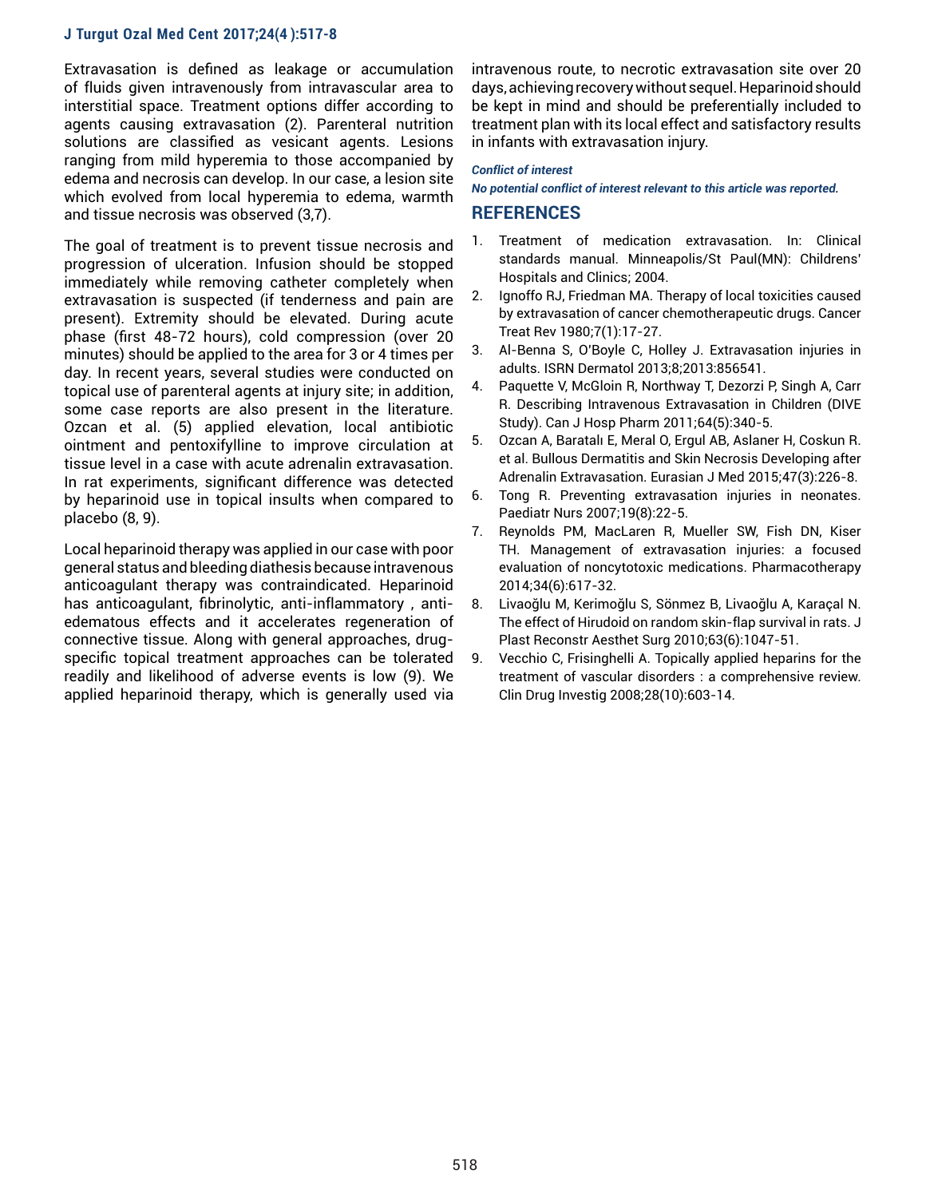Extravasation is defined as leakage or accumulation of fluids given intravenously from intravascular area to interstitial space. Treatment options differ according to agents causing extravasation (2). Parenteral nutrition solutions are classified as vesicant agents. Lesions ranging from mild hyperemia to those accompanied by edema and necrosis can develop. In our case, a lesion site which evolved from local hyperemia to edema, warmth and tissue necrosis was observed (3,7).

The goal of treatment is to prevent tissue necrosis and progression of ulceration. Infusion should be stopped immediately while removing catheter completely when extravasation is suspected (if tenderness and pain are present). Extremity should be elevated. During acute phase (first 48-72 hours), cold compression (over 20 minutes) should be applied to the area for 3 or 4 times per day. In recent years, several studies were conducted on topical use of parenteral agents at injury site; in addition, some case reports are also present in the literature. Ozcan et al. (5) applied elevation, local antibiotic ointment and pentoxifylline to improve circulation at tissue level in a case with acute adrenalin extravasation. In rat experiments, significant difference was detected by heparinoid use in topical insults when compared to placebo (8, 9).

Local heparinoid therapy was applied in our case with poor general status and bleeding diathesis because intravenous anticoagulant therapy was contraindicated. Heparinoid has anticoagulant, fibrinolytic, anti-inflammatory , anti-edematous effects and it accelerates regeneration of connective tissue. Along with general approaches, drug-specific topical treatment approaches can be tolerated readily and likelihood of adverse events is low (9). We applied heparinoid therapy, which is generally used via intravenous route, to necrotic extravasation site over 20 days, achieving recovery without sequel. Heparinoid should be kept in mind and should be preferentially included to treatment plan with its local effect and satisfactory results in infants with extravasation injury.

***Conflict of interest***

***No potential conflict of interest relevant to this article was reported.***

## REFERENCES

1. Treatment of medication extravasation. In: Clinical standards manual. Minneapolis/St Paul(MN): Childrens' Hospitals and Clinics; 2004.
2. Ignoffo RJ, Friedman MA. Therapy of local toxicities caused by extravasation of cancer chemotherapeutic drugs. Cancer Treat Rev 1980;7(1):17-27.
3. Al-Benna S, O'Boyle C, Holley J. Extravasation injuries in adults. ISRN Dermatol 2013;8;2013:856541.
4. Paquette V, McGloin R, Northway T, Dezorzi P, Singh A, Carr R. Describing Intravenous Extravasation in Children (DIVE Study). Can J Hosp Pharm 2011;64(5):340-5.
5. Ozcan A, Baratalı E, Meral O, Ergul AB, Aslaner H, Coskun R. et al. Bullous Dermatitis and Skin Necrosis Developing after Adrenalin Extravasation. Eurasian J Med 2015;47(3):226-8.
6. Tong R. Preventing extravasation injuries in neonates. Paediatr Nurs 2007;19(8):22-5.
7. Reynolds PM, MacLaren R, Mueller SW, Fish DN, Kiser TH. Management of extravasation injuries: a focused evaluation of noncytotoxic medications. Pharmacotherapy 2014;34(6):617-32.
8. Livaoğlu M, Kerimoğlu S, Sönmez B, Livaoğlu A, Karaçal N. The effect of Hirudoid on random skin-flap survival in rats. J Plast Reconstr Aesthet Surg 2010;63(6):1047-51.
9. Vecchio C, Frisinghelli A. Topically applied heparins for the treatment of vascular disorders : a comprehensive review. Clin Drug Investig 2008;28(10):603-14.